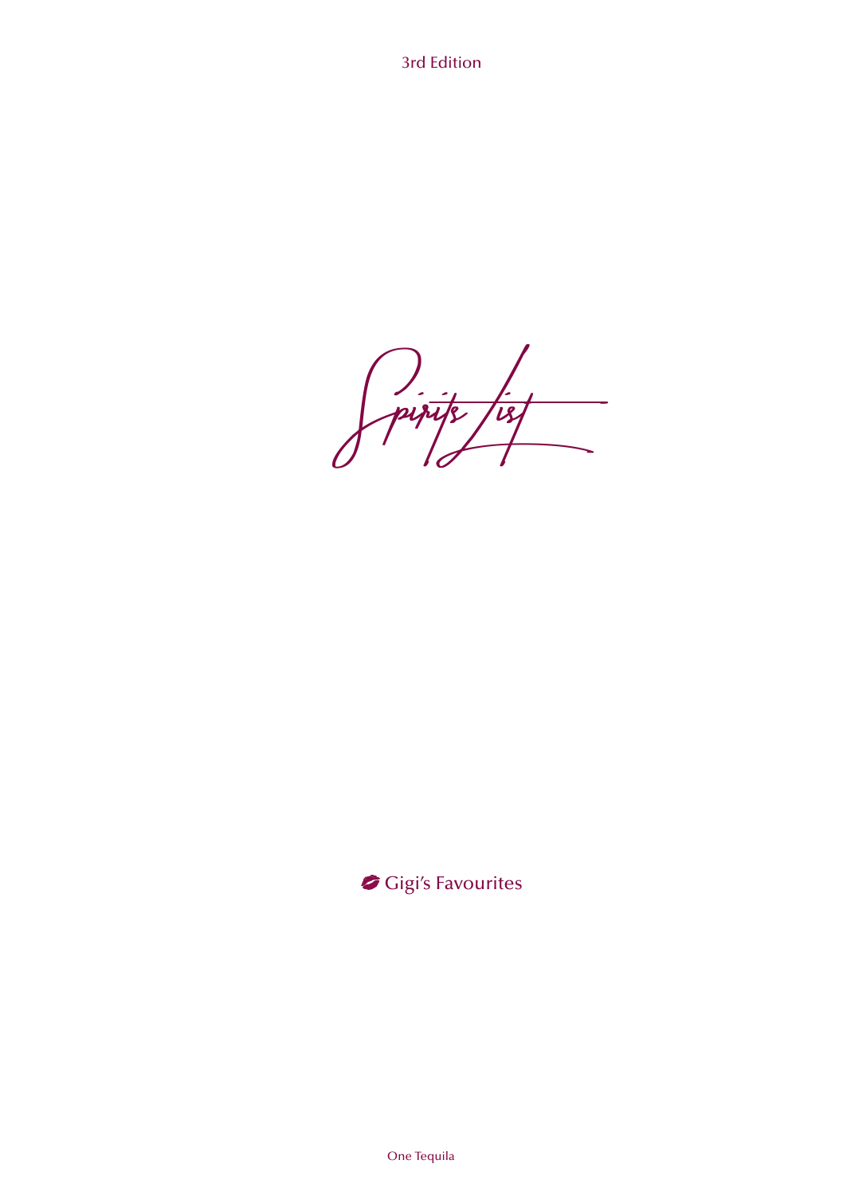3rd Edition

# Spirits List

💋 Gigi's Favourites

One Tequila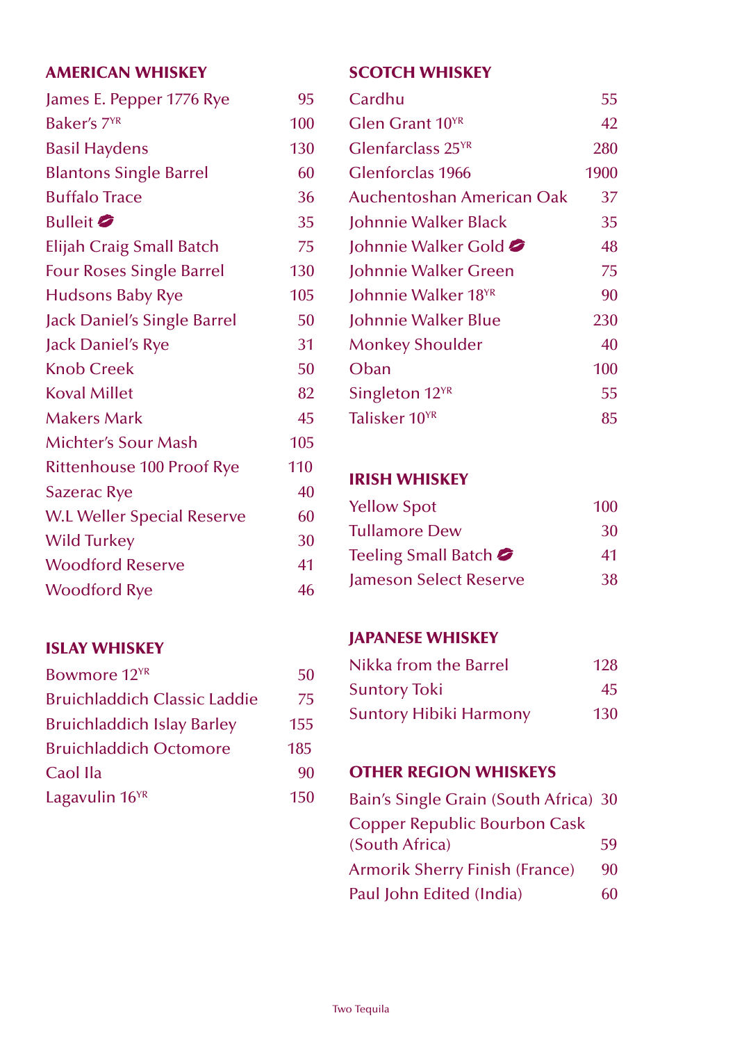## AMERICAN WHISKEY

| | |
|---|---|
| James E. Pepper 1776 Rye | 95 |
| Baker's 7YR | 100 |
| Basil Haydens | 130 |
| Blantons Single Barrel | 60 |
| Buffalo Trace | 36 |
| Bulleit | 35 |
| Elijah Craig Small Batch | 75 |
| Four Roses Single Barrel | 130 |
| Hudsons Baby Rye | 105 |
| Jack Daniel's Single Barrel | 50 |
| Jack Daniel's Rye | 31 |
| Knob Creek | 50 |
| Koval Millet | 82 |
| Makers Mark | 45 |
| Michter's Sour Mash | 105 |
| Rittenhouse 100 Proof Rye | 110 |
| Sazerac Rye | 40 |
| W.L Weller Special Reserve | 60 |
| Wild Turkey | 30 |
| Woodford Reserve | 41 |
| Woodford Rye | 46 |

## ISLAY WHISKEY

| | |
|---|---|
| Bowmore 12YR | 50 |
| Bruichladdich Classic Laddie | 75 |
| Bruichladdich Islay Barley | 155 |
| Bruichladdich Octomore | 185 |
| Caol Ila | 90 |
| Lagavulin 16YR | 150 |

## SCOTCH WHISKEY

| | |
|---|---|
| Cardhu | 55 |
| Glen Grant 10YR | 42 |
| Glenfarclass 25YR | 280 |
| Glenforclas 1966 | 1900 |
| Auchentoshan American Oak | 37 |
| Johnnie Walker Black | 35 |
| Johnnie Walker Gold | 48 |
| Johnnie Walker Green | 75 |
| Johnnie Walker 18YR | 90 |
| Johnnie Walker Blue | 230 |
| Monkey Shoulder | 40 |
| Oban | 100 |
| Singleton 12YR | 55 |
| Talisker 10YR | 85 |

## IRISH WHISKEY

| | |
|---|---|
| Yellow Spot | 100 |
| Tullamore Dew | 30 |
| Teeling Small Batch | 41 |
| Jameson Select Reserve | 38 |

## JAPANESE WHISKEY

| | |
|---|---|
| Nikka from the Barrel | 128 |
| Suntory Toki | 45 |
| Suntory Hibiki Harmony | 130 |

## OTHER REGION WHISKEYS

| | |
|---|---|
| Bain's Single Grain (South Africa) | 30 |
| Copper Republic Bourbon Cask (South Africa) | 59 |
| Armorik Sherry Finish (France) | 90 |
| Paul John Edited (India) | 60 |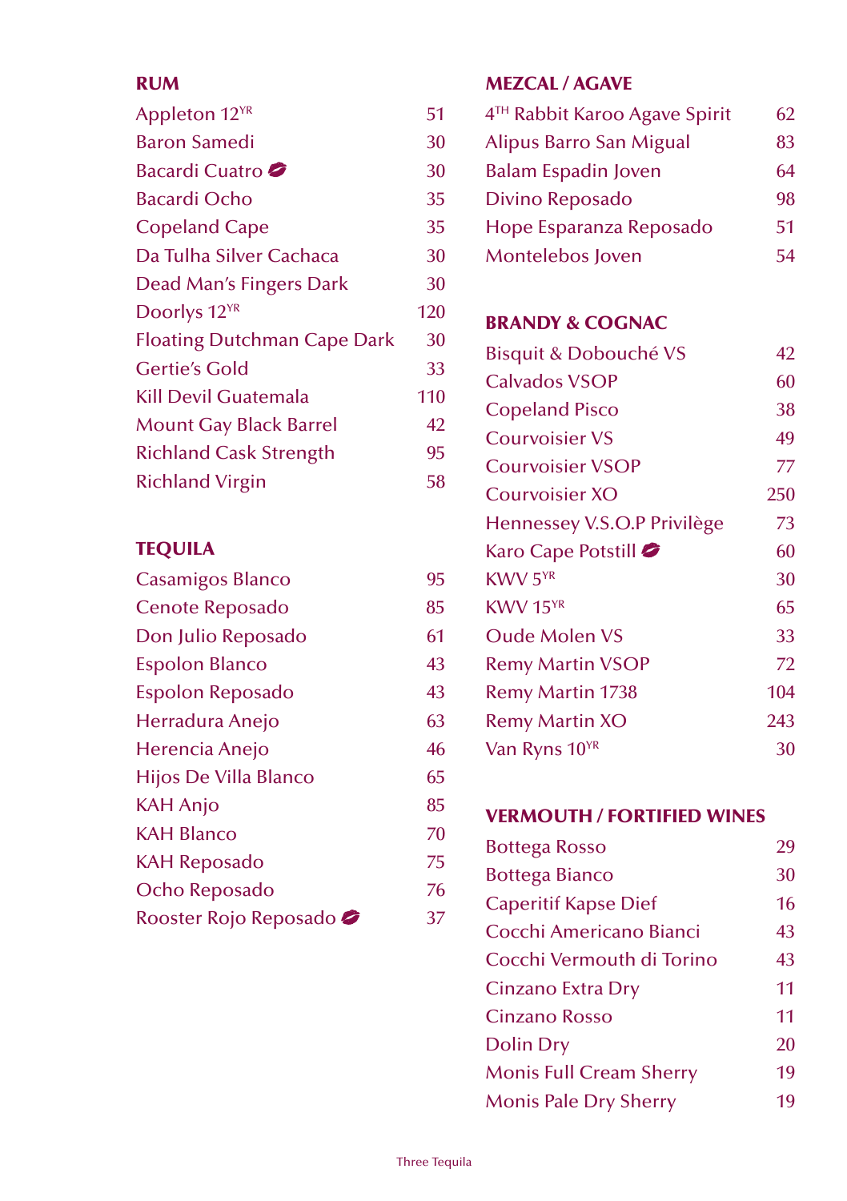## RUM

| | |
|---|---|
| Appleton 12YR | 51 |
| Baron Samedi | 30 |
| Bacardi Cuatro 💋 | 30 |
| Bacardi Ocho | 35 |
| Copeland Cape | 35 |
| Da Tulha Silver Cachaca | 30 |
| Dead Man's Fingers Dark | 30 |
| Doorlys 12YR | 120 |
| Floating Dutchman Cape Dark | 30 |
| Gertie's Gold | 33 |
| Kill Devil Guatemala | 110 |
| Mount Gay Black Barrel | 42 |
| Richland Cask Strength | 95 |
| Richland Virgin | 58 |

## TEQUILA

| | |
|---|---|
| Casamigos Blanco | 95 |
| Cenote Reposado | 85 |
| Don Julio Reposado | 61 |
| Espolon Blanco | 43 |
| Espolon Reposado | 43 |
| Herradura Anejo | 63 |
| Herencia Anejo | 46 |
| Hijos De Villa Blanco | 65 |
| KAH Anjo | 85 |
| KAH Blanco | 70 |
| KAH Reposado | 75 |
| Ocho Reposado | 76 |
| Rooster Rojo Reposado 💋 | 37 |

## MEZCAL / AGAVE

| | |
|---|---|
| 4TH Rabbit Karoo Agave Spirit | 62 |
| Alipus Barro San Migual | 83 |
| Balam Espadin Joven | 64 |
| Divino Reposado | 98 |
| Hope Esparanza Reposado | 51 |
| Montelebos Joven | 54 |

## BRANDY & COGNAC

| | |
|---|---|
| Bisquit & Dobouché VS | 42 |
| Calvados VSOP | 60 |
| Copeland Pisco | 38 |
| Courvoisier VS | 49 |
| Courvoisier VSOP | 77 |
| Courvoisier XO | 250 |
| Hennessey V.S.O.P Privilège | 73 |
| Karo Cape Potstill 💋 | 60 |
| KWV 5YR | 30 |
| KWV 15YR | 65 |
| Oude Molen VS | 33 |
| Remy Martin VSOP | 72 |
| Remy Martin 1738 | 104 |
| Remy Martin XO | 243 |
| Van Ryns 10YR | 30 |

## VERMOUTH / FORTIFIED WINES

| | |
|---|---|
| Bottega Rosso | 29 |
| Bottega Bianco | 30 |
| Caperitif Kapse Dief | 16 |
| Cocchi Americano Bianci | 43 |
| Cocchi Vermouth di Torino | 43 |
| Cinzano Extra Dry | 11 |
| Cinzano Rosso | 11 |
| Dolin Dry | 20 |
| Monis Full Cream Sherry | 19 |
| Monis Pale Dry Sherry | 19 |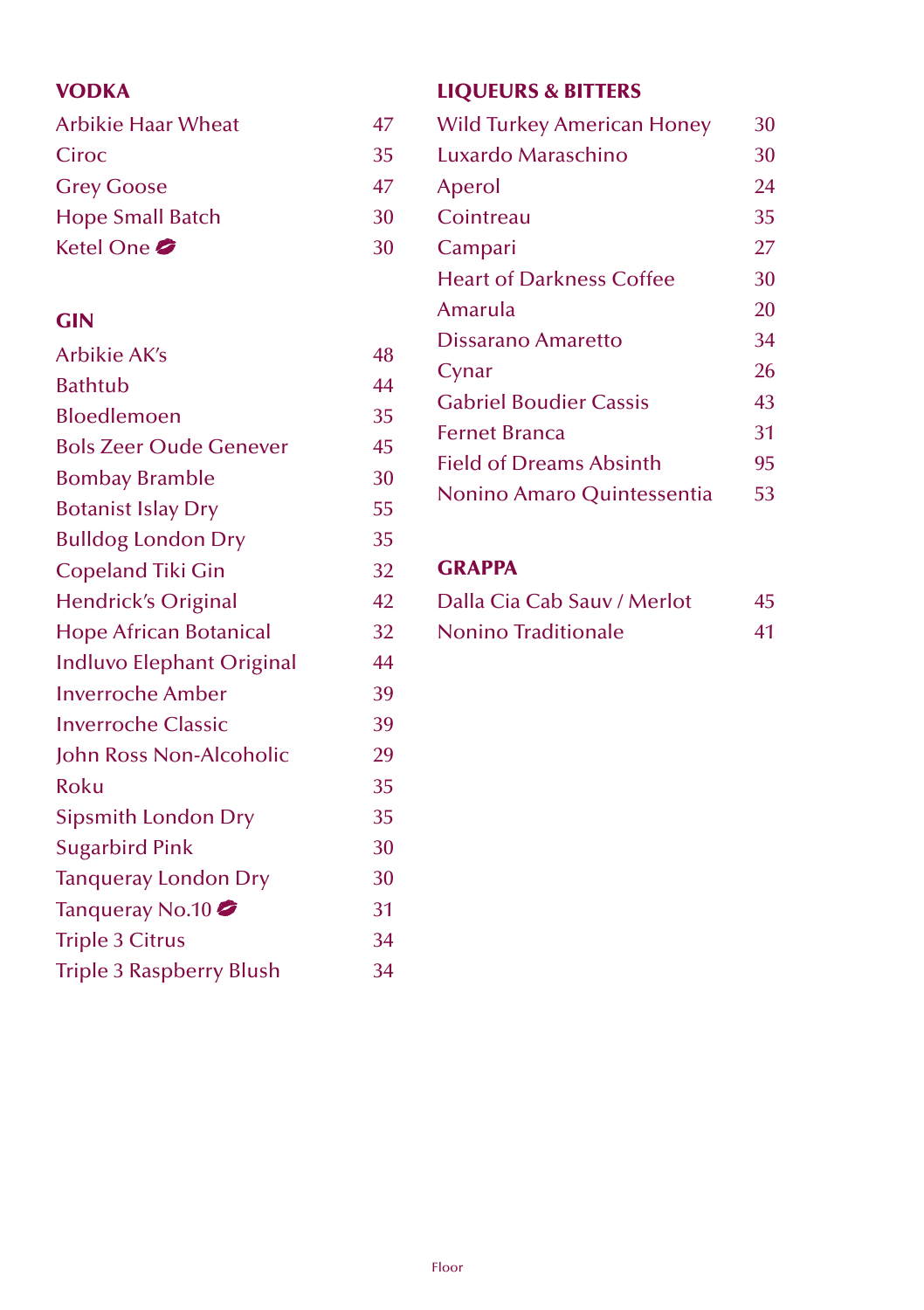## VODKA

| | |
|---|---|
| Arbikie Haar Wheat | 47 |
| Ciroc | 35 |
| Grey Goose | 47 |
| Hope Small Batch | 30 |
| Ketel One 💋 | 30 |

## GIN

| | |
|---|---|
| Arbikie AK's | 48 |
| Bathtub | 44 |
| Bloedlemoen | 35 |
| Bols Zeer Oude Genever | 45 |
| Bombay Bramble | 30 |
| Botanist Islay Dry | 55 |
| Bulldog London Dry | 35 |
| Copeland Tiki Gin | 32 |
| Hendrick's Original | 42 |
| Hope African Botanical | 32 |
| Indluvo Elephant Original | 44 |
| Inverroche Amber | 39 |
| Inverroche Classic | 39 |
| John Ross Non-Alcoholic | 29 |
| Roku | 35 |
| Sipsmith London Dry | 35 |
| Sugarbird Pink | 30 |
| Tanqueray London Dry | 30 |
| Tanqueray No.10 💋 | 31 |
| Triple 3 Citrus | 34 |
| Triple 3 Raspberry Blush | 34 |

## LIQUEURS & BITTERS

| | |
|---|---|
| Wild Turkey American Honey | 30 |
| Luxardo Maraschino | 30 |
| Aperol | 24 |
| Cointreau | 35 |
| Campari | 27 |
| Heart of Darkness Coffee | 30 |
| Amarula | 20 |
| Dissarano Amaretto | 34 |
| Cynar | 26 |
| Gabriel Boudier Cassis | 43 |
| Fernet Branca | 31 |
| Field of Dreams Absinth | 95 |
| Nonino Amaro Quintessentia | 53 |

## GRAPPA

| | |
|---|---|
| Dalla Cia Cab Sauv / Merlot | 45 |
| Nonino Traditionale | 41 |